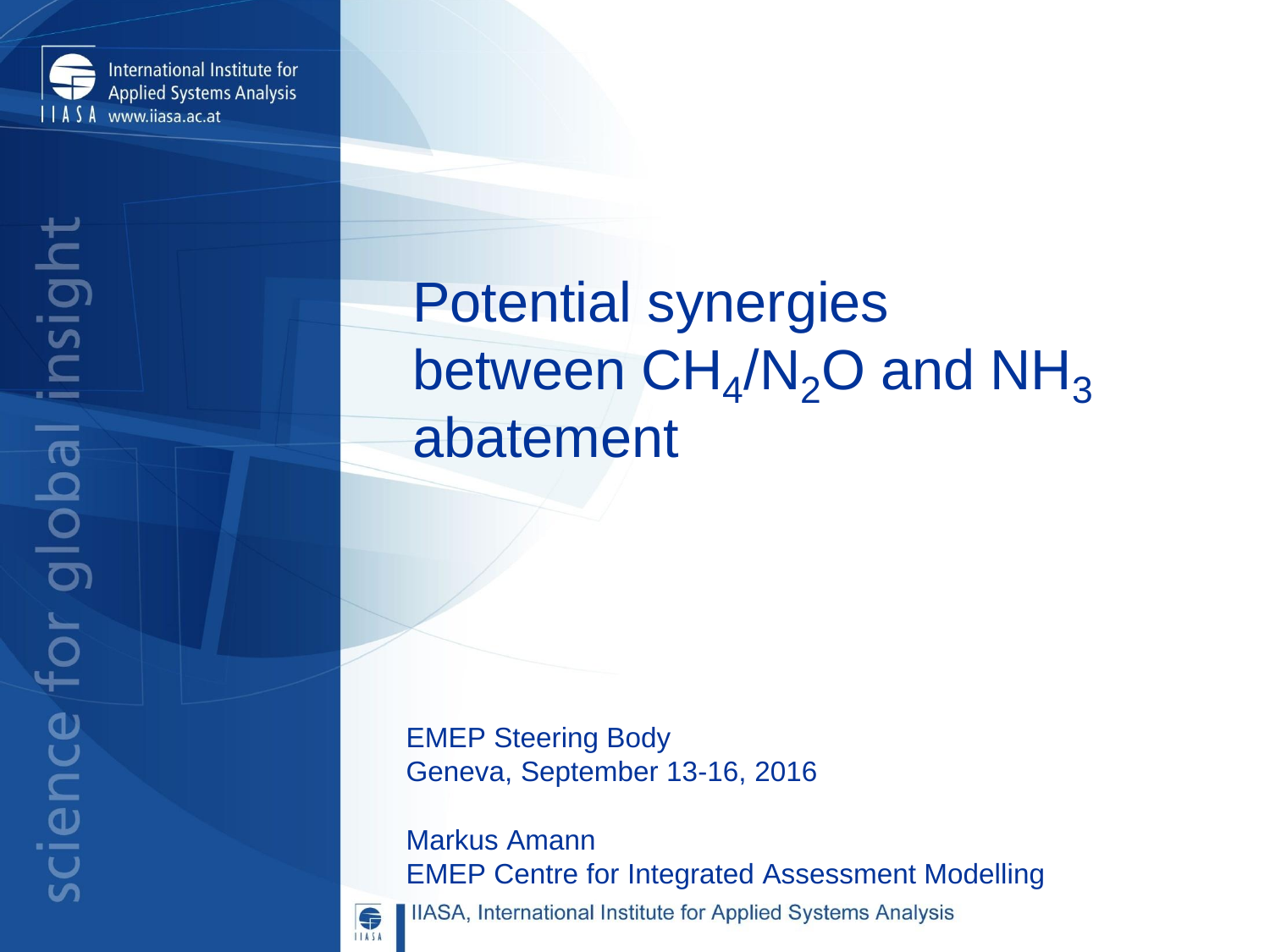International Institute for Applied Systems Analysis
IIASA www.iiasa.ac.at

science for global insight

# Potential synergies between $CH_4$/$N_2O$ and $NH_3$ abatement

EMEP Steering Body
Geneva, September 13-16, 2016

Markus Amann
EMEP Centre for Integrated Assessment Modelling

IIASA, International Institute for Applied Systems Analysis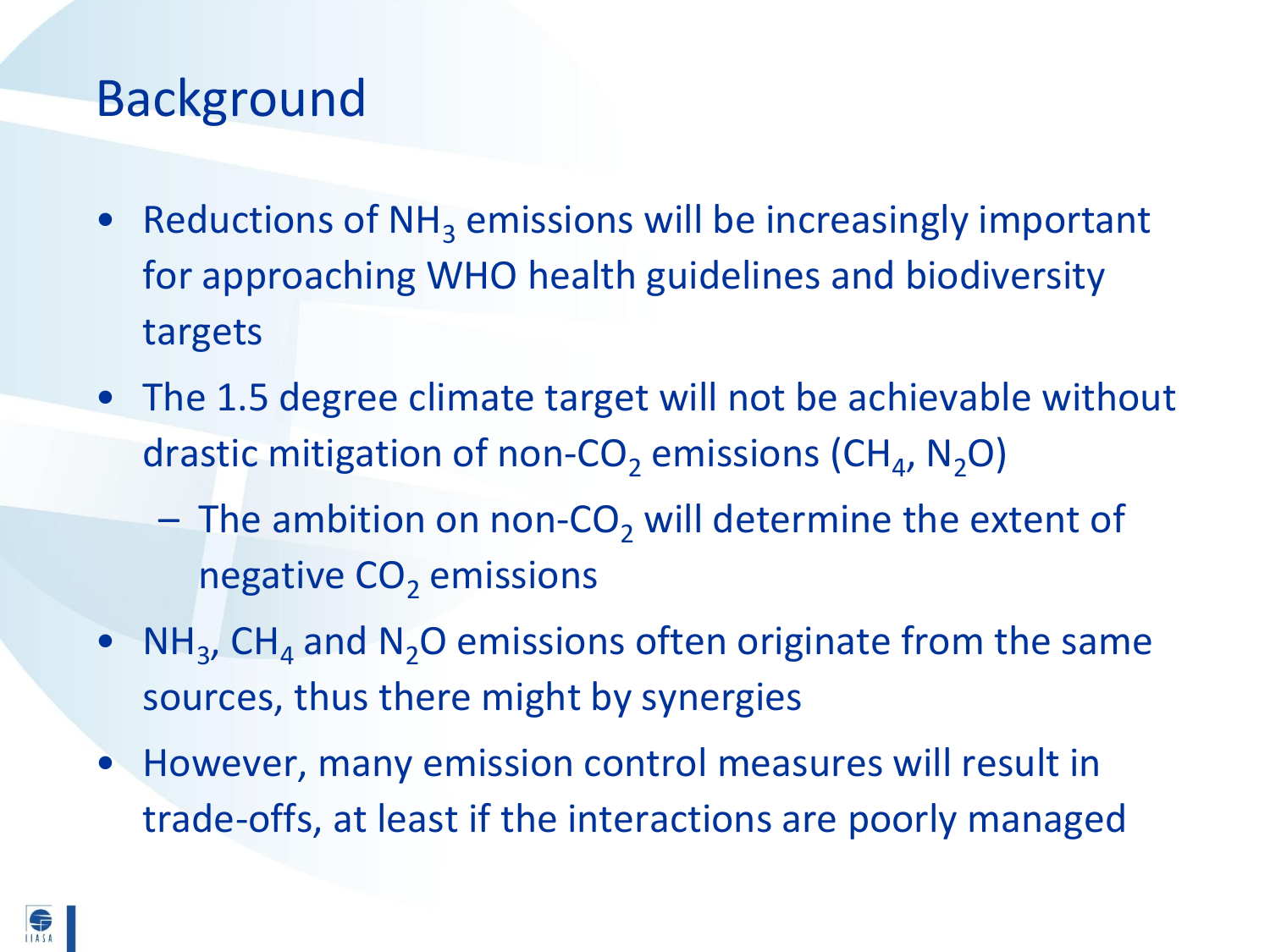# Background

- Reductions of $NH_3$ emissions will be increasingly important for approaching WHO health guidelines and biodiversity targets
- The 1.5 degree climate target will not be achievable without drastic mitigation of non-$CO_2$ emissions ($CH_4$, $N_2O$)
  - The ambition on non-$CO_2$ will determine the extent of negative $CO_2$ emissions
- $NH_3$, $CH_4$ and $N_2O$ emissions often originate from the same sources, thus there might by synergies
- However, many emission control measures will result in trade-offs, at least if the interactions are poorly managed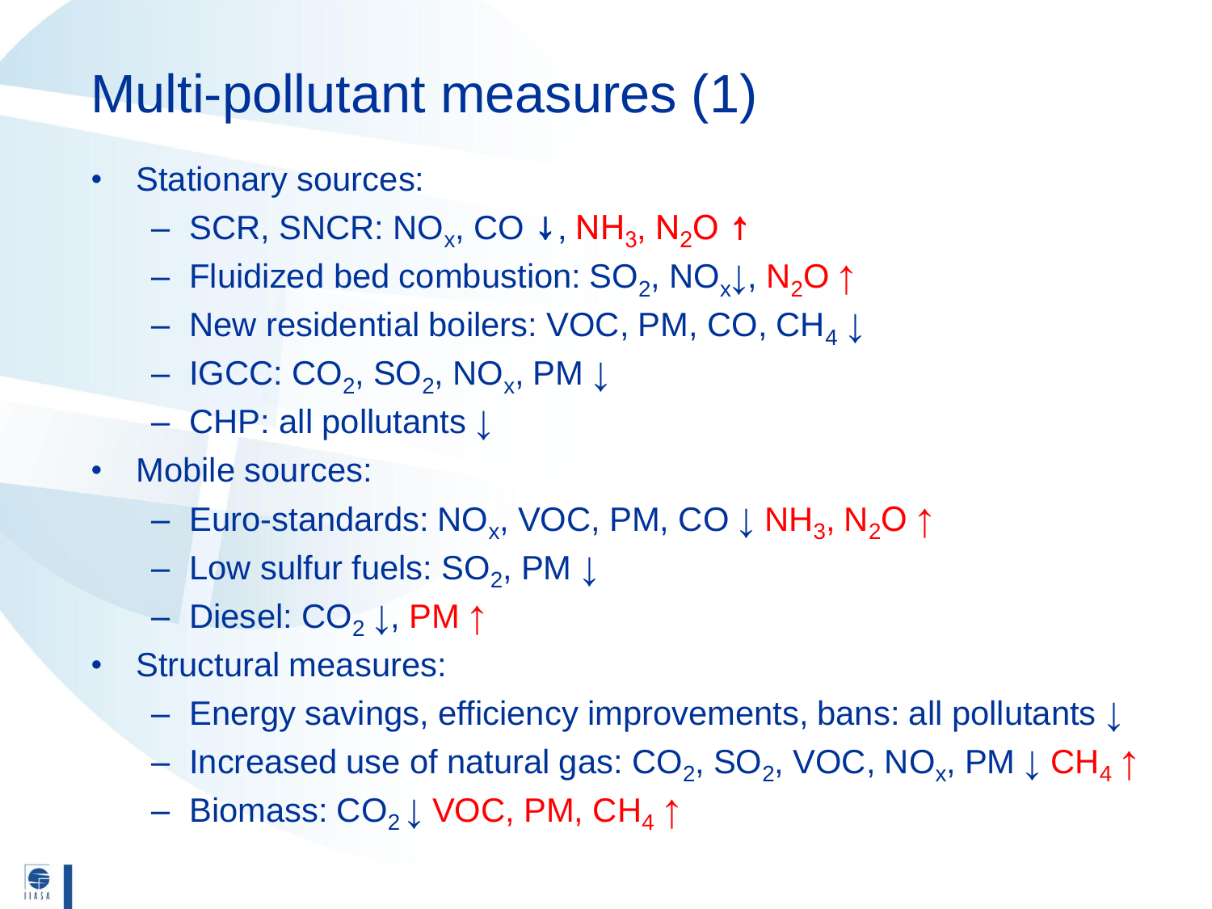# Multi-pollutant measures (1)

- Stationary sources:
  - SCR, SNCR: $NO_x$, CO ↓, $NH_3$, $N_2O$ ↑
  - Fluidized bed combustion: $SO_2$, $NO_x$↓, $N_2O$ ↑
  - New residential boilers: VOC, PM, CO, $CH_4$ ↓
  - IGCC: $CO_2$, $SO_2$, $NO_x$, PM ↓
  - CHP: all pollutants ↓
- Mobile sources:
  - Euro-standards: $NO_x$, VOC, PM, CO ↓ $NH_3$, $N_2O$ ↑
  - Low sulfur fuels: $SO_2$, PM ↓
  - Diesel: $CO_2$ ↓, PM ↑
- Structural measures:
  - Energy savings, efficiency improvements, bans: all pollutants ↓
  - Increased use of natural gas: $CO_2$, $SO_2$, VOC, $NO_x$, PM ↓ $CH_4$ ↑
  - Biomass: $CO_2$ ↓ VOC, PM, $CH_4$ ↑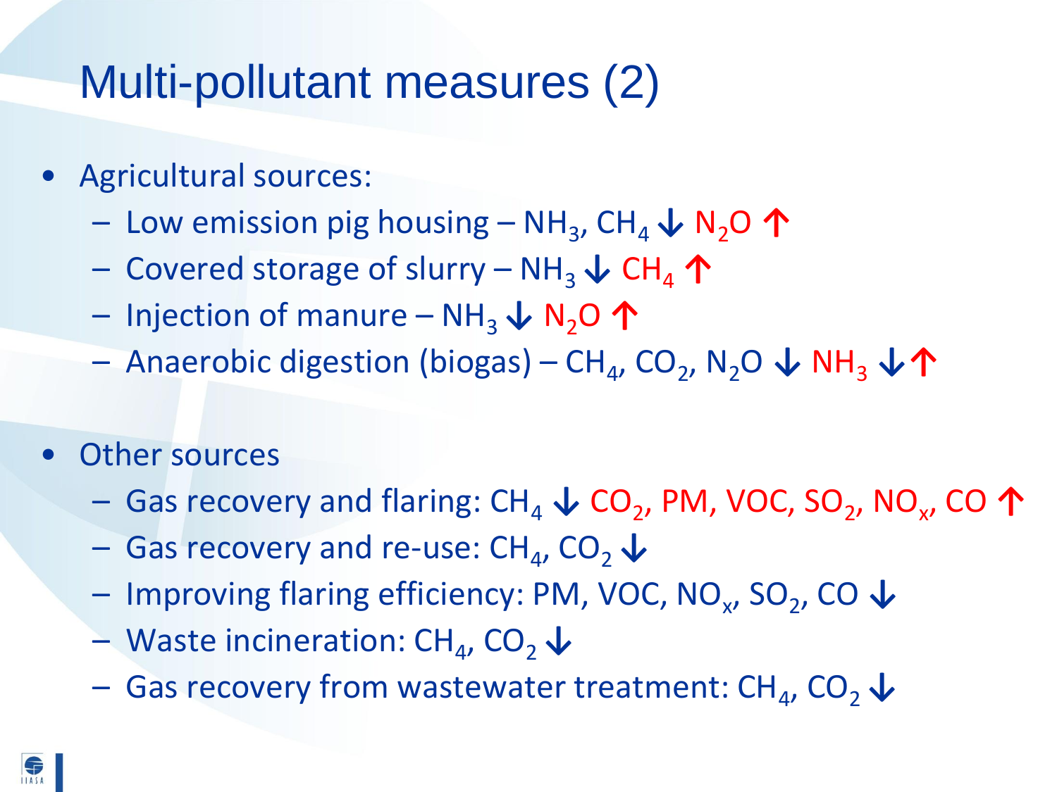# Multi-pollutant measures (2)

- Agricultural sources:
  - Low emission pig housing – $NH_3$, $CH_4$ ↓ $N_2O$ ↑
  - Covered storage of slurry – $NH_3$ ↓ $CH_4$ ↑
  - Injection of manure – $NH_3$ ↓ $N_2O$ ↑
  - Anaerobic digestion (biogas) – $CH_4$, $CO_2$, $N_2O$ ↓ $NH_3$ ↓↑
- Other sources
  - Gas recovery and flaring: $CH_4$ ↓ $CO_2$, PM, VOC, $SO_2$, $NO_x$, CO ↑
  - Gas recovery and re-use: $CH_4$, $CO_2$ ↓
  - Improving flaring efficiency: PM, VOC, $NO_x$, $SO_2$, CO ↓
  - Waste incineration: $CH_4$, $CO_2$ ↓
  - Gas recovery from wastewater treatment: $CH_4$, $CO_2$ ↓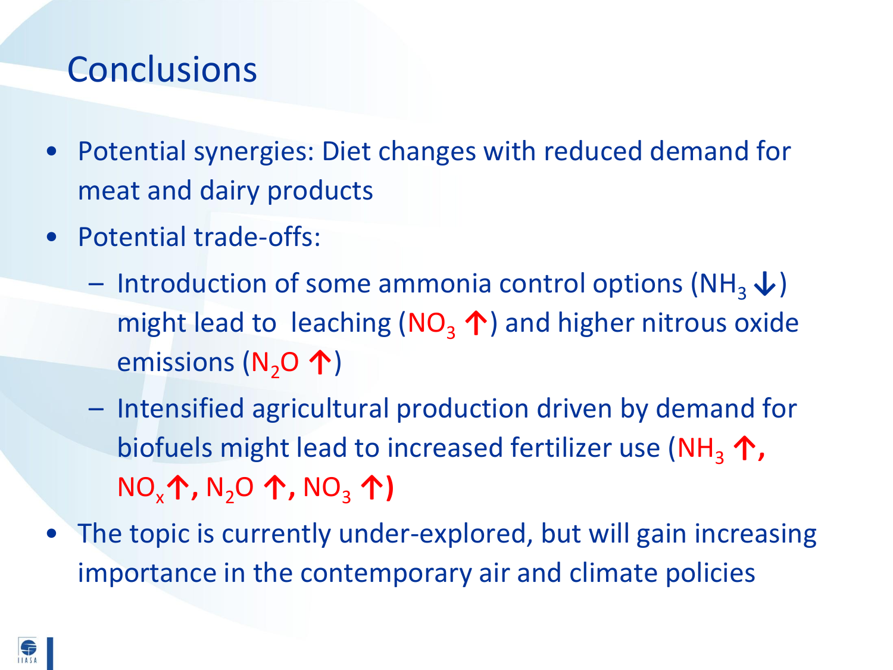# Conclusions

- Potential synergies: Diet changes with reduced demand for meat and dairy products
- Potential trade-offs:
  - Introduction of some ammonia control options ($NH_3$ ↓) might lead to leaching ($NO_3$ ↑) and higher nitrous oxide emissions ($N_2O$ ↑)
  - Intensified agricultural production driven by demand for biofuels might lead to increased fertilizer use ($NH_3$ ↑, $NO_x$ ↑, $N_2O$ ↑, $NO_3$ ↑)
- The topic is currently under-explored, but will gain increasing importance in the contemporary air and climate policies